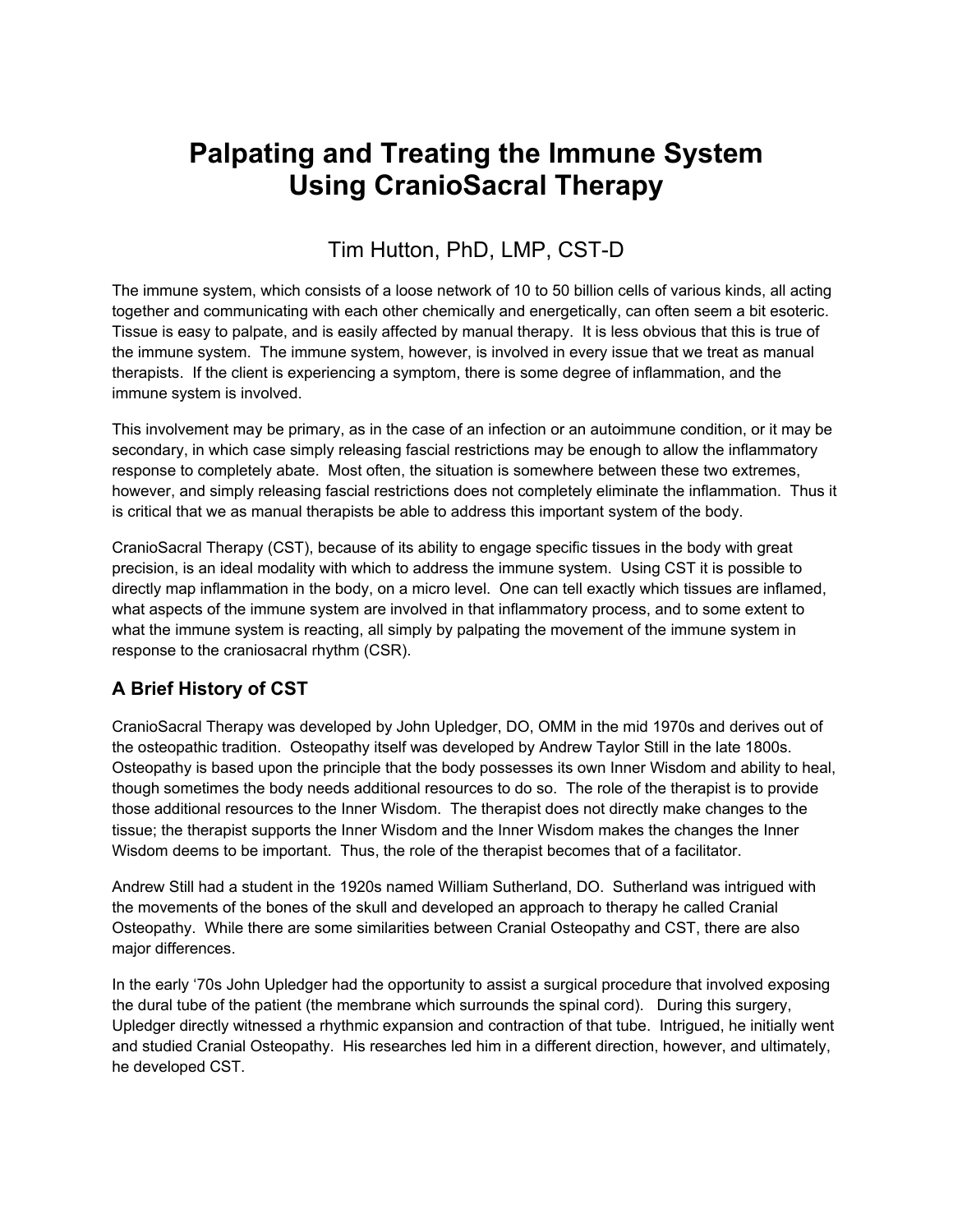# Palpating and Treating the Immune System Using CranioSacral Therapy

Tim Hutton, PhD, LMP, CST-D

The immune system, which consists of a loose network of 10 to 50 billion cells of various kinds, all acting together and communicating with each other chemically and energetically, can often seem a bit esoteric. Tissue is easy to palpate, and is easily affected by manual therapy. It is less obvious that this is true of the immune system. The immune system, however, is involved in every issue that we treat as manual therapists. If the client is experiencing a symptom, there is some degree of inflammation, and the immune system is involved.

This involvement may be primary, as in the case of an infection or an autoimmune condition, or it may be secondary, in which case simply releasing fascial restrictions may be enough to allow the inflammatory response to completely abate. Most often, the situation is somewhere between these two extremes, however, and simply releasing fascial restrictions does not completely eliminate the inflammation. Thus it is critical that we as manual therapists be able to address this important system of the body.

CranioSacral Therapy (CST), because of its ability to engage specific tissues in the body with great precision, is an ideal modality with which to address the immune system. Using CST it is possible to directly map inflammation in the body, on a micro level. One can tell exactly which tissues are inflamed, what aspects of the immune system are involved in that inflammatory process, and to some extent to what the immune system is reacting, all simply by palpating the movement of the immune system in response to the craniosacral rhythm (CSR).

## A Brief History of CST

CranioSacral Therapy was developed by John Upledger, DO, OMM in the mid 1970s and derives out of the osteopathic tradition. Osteopathy itself was developed by Andrew Taylor Still in the late 1800s. Osteopathy is based upon the principle that the body possesses its own Inner Wisdom and ability to heal, though sometimes the body needs additional resources to do so. The role of the therapist is to provide those additional resources to the Inner Wisdom. The therapist does not directly make changes to the tissue; the therapist supports the Inner Wisdom and the Inner Wisdom makes the changes the Inner Wisdom deems to be important. Thus, the role of the therapist becomes that of a facilitator.

Andrew Still had a student in the 1920s named William Sutherland, DO. Sutherland was intrigued with the movements of the bones of the skull and developed an approach to therapy he called Cranial Osteopathy. While there are some similarities between Cranial Osteopathy and CST, there are also major differences.

In the early '70s John Upledger had the opportunity to assist a surgical procedure that involved exposing the dural tube of the patient (the membrane which surrounds the spinal cord). During this surgery, Upledger directly witnessed a rhythmic expansion and contraction of that tube. Intrigued, he initially went and studied Cranial Osteopathy. His researches led him in a different direction, however, and ultimately, he developed CST.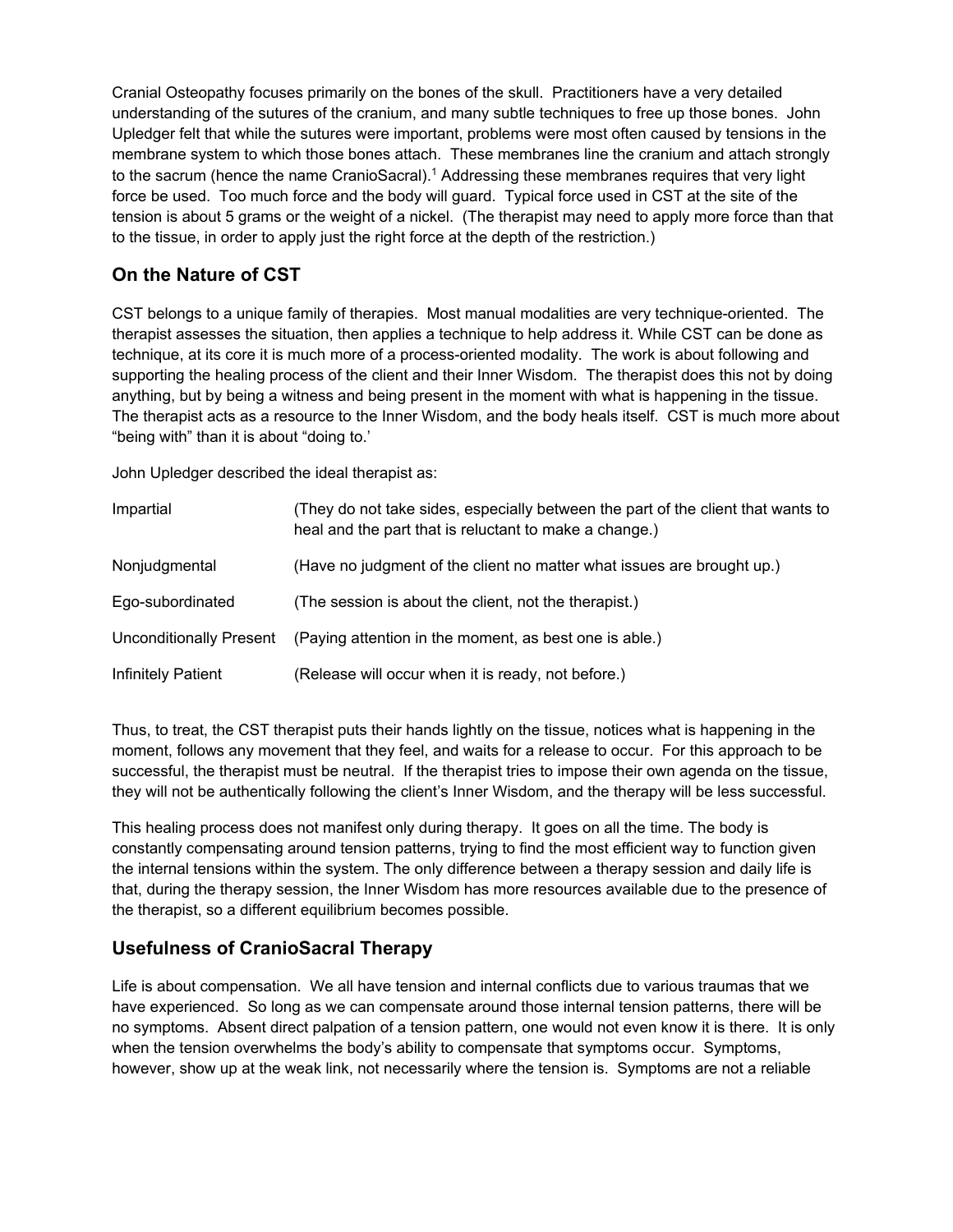Cranial Osteopathy focuses primarily on the bones of the skull. Practitioners have a very detailed understanding of the sutures of the cranium, and many subtle techniques to free up those bones. John Upledger felt that while the sutures were important, problems were most often caused by tensions in the membrane system to which those bones attach. These membranes line the cranium and attach strongly to the sacrum (hence the name CranioSacral).[1] Addressing these membranes requires that very light force be used. Too much force and the body will guard. Typical force used in CST at the site of the tension is about 5 grams or the weight of a nickel. (The therapist may need to apply more force than that to the tissue, in order to apply just the right force at the depth of the restriction.)

## On the Nature of CST

CST belongs to a unique family of therapies. Most manual modalities are very technique-oriented. The therapist assesses the situation, then applies a technique to help address it. While CST can be done as technique, at its core it is much more of a process-oriented modality. The work is about following and supporting the healing process of the client and their Inner Wisdom. The therapist does this not by doing anything, but by being a witness and being present in the moment with what is happening in the tissue. The therapist acts as a resource to the Inner Wisdom, and the body heals itself. CST is much more about "being with" than it is about "doing to.'

John Upledger described the ideal therapist as:

| | |
|---|---|
| Impartial | (They do not take sides, especially between the part of the client that wants to heal and the part that is reluctant to make a change.) |
| Nonjudgmental | (Have no judgment of the client no matter what issues are brought up.) |
| Ego-subordinated | (The session is about the client, not the therapist.) |
| Unconditionally Present | (Paying attention in the moment, as best one is able.) |
| Infinitely Patient | (Release will occur when it is ready, not before.) |

Thus, to treat, the CST therapist puts their hands lightly on the tissue, notices what is happening in the moment, follows any movement that they feel, and waits for a release to occur. For this approach to be successful, the therapist must be neutral. If the therapist tries to impose their own agenda on the tissue, they will not be authentically following the client's Inner Wisdom, and the therapy will be less successful.

This healing process does not manifest only during therapy. It goes on all the time. The body is constantly compensating around tension patterns, trying to find the most efficient way to function given the internal tensions within the system. The only difference between a therapy session and daily life is that, during the therapy session, the Inner Wisdom has more resources available due to the presence of the therapist, so a different equilibrium becomes possible.

## Usefulness of CranioSacral Therapy

Life is about compensation. We all have tension and internal conflicts due to various traumas that we have experienced. So long as we can compensate around those internal tension patterns, there will be no symptoms. Absent direct palpation of a tension pattern, one would not even know it is there. It is only when the tension overwhelms the body's ability to compensate that symptoms occur. Symptoms, however, show up at the weak link, not necessarily where the tension is. Symptoms are not a reliable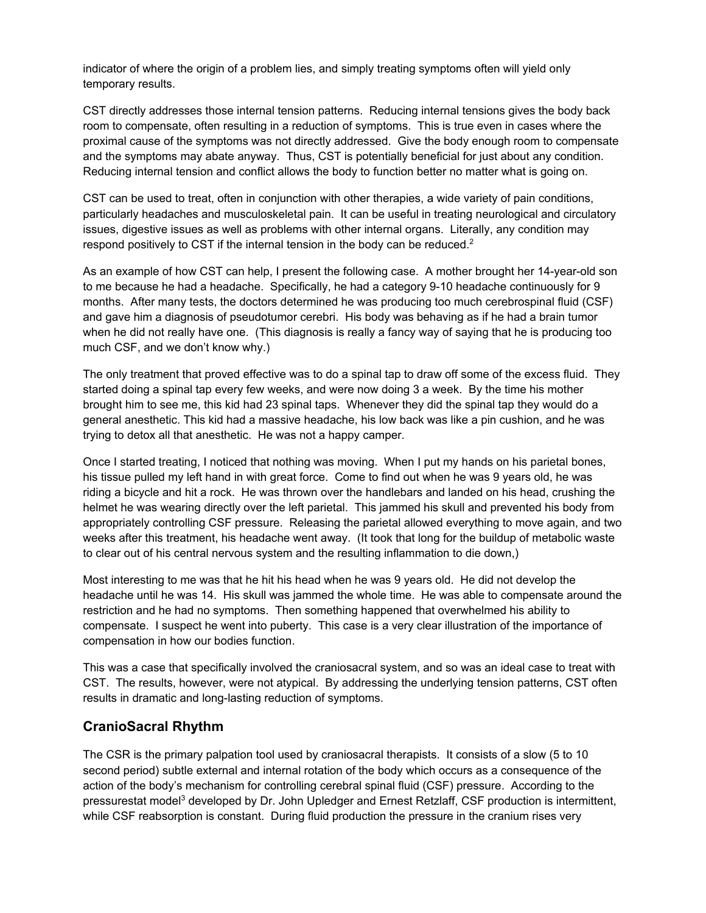indicator of where the origin of a problem lies, and simply treating symptoms often will yield only temporary results.

CST directly addresses those internal tension patterns. Reducing internal tensions gives the body back room to compensate, often resulting in a reduction of symptoms. This is true even in cases where the proximal cause of the symptoms was not directly addressed. Give the body enough room to compensate and the symptoms may abate anyway. Thus, CST is potentially beneficial for just about any condition. Reducing internal tension and conflict allows the body to function better no matter what is going on.

CST can be used to treat, often in conjunction with other therapies, a wide variety of pain conditions, particularly headaches and musculoskeletal pain. It can be useful in treating neurological and circulatory issues, digestive issues as well as problems with other internal organs. Literally, any condition may respond positively to CST if the internal tension in the body can be reduced.[2]

As an example of how CST can help, I present the following case. A mother brought her 14-year-old son to me because he had a headache. Specifically, he had a category 9-10 headache continuously for 9 months. After many tests, the doctors determined he was producing too much cerebrospinal fluid (CSF) and gave him a diagnosis of pseudotumor cerebri. His body was behaving as if he had a brain tumor when he did not really have one. (This diagnosis is really a fancy way of saying that he is producing too much CSF, and we don't know why.)

The only treatment that proved effective was to do a spinal tap to draw off some of the excess fluid. They started doing a spinal tap every few weeks, and were now doing 3 a week. By the time his mother brought him to see me, this kid had 23 spinal taps. Whenever they did the spinal tap they would do a general anesthetic. This kid had a massive headache, his low back was like a pin cushion, and he was trying to detox all that anesthetic. He was not a happy camper.

Once I started treating, I noticed that nothing was moving. When I put my hands on his parietal bones, his tissue pulled my left hand in with great force. Come to find out when he was 9 years old, he was riding a bicycle and hit a rock. He was thrown over the handlebars and landed on his head, crushing the helmet he was wearing directly over the left parietal. This jammed his skull and prevented his body from appropriately controlling CSF pressure. Releasing the parietal allowed everything to move again, and two weeks after this treatment, his headache went away. (It took that long for the buildup of metabolic waste to clear out of his central nervous system and the resulting inflammation to die down,)

Most interesting to me was that he hit his head when he was 9 years old. He did not develop the headache until he was 14. His skull was jammed the whole time. He was able to compensate around the restriction and he had no symptoms. Then something happened that overwhelmed his ability to compensate. I suspect he went into puberty. This case is a very clear illustration of the importance of compensation in how our bodies function.

This was a case that specifically involved the craniosacral system, and so was an ideal case to treat with CST. The results, however, were not atypical. By addressing the underlying tension patterns, CST often results in dramatic and long-lasting reduction of symptoms.

## CranioSacral Rhythm

The CSR is the primary palpation tool used by craniosacral therapists. It consists of a slow (5 to 10 second period) subtle external and internal rotation of the body which occurs as a consequence of the action of the body's mechanism for controlling cerebral spinal fluid (CSF) pressure. According to the pressurestat model[3] developed by Dr. John Upledger and Ernest Retzlaff, CSF production is intermittent, while CSF reabsorption is constant. During fluid production the pressure in the cranium rises very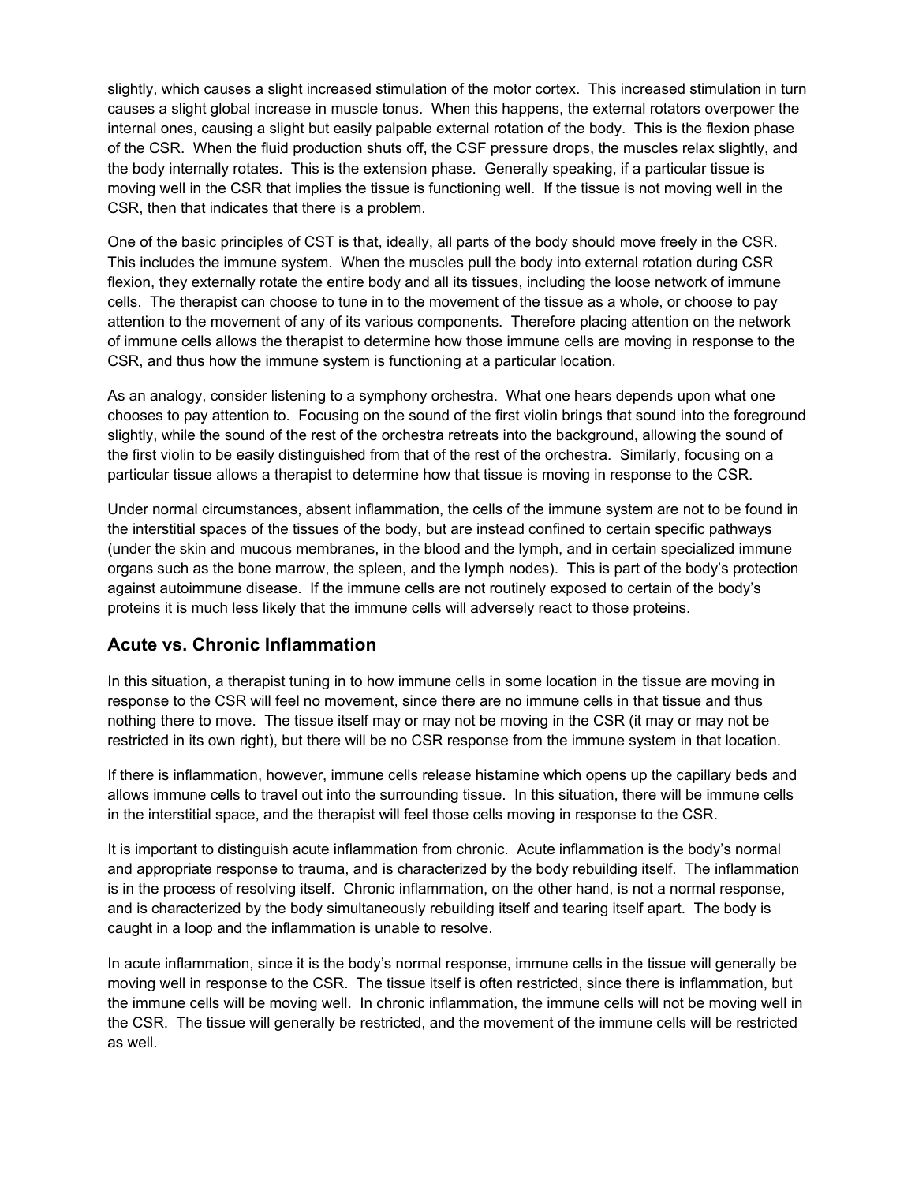slightly, which causes a slight increased stimulation of the motor cortex. This increased stimulation in turn causes a slight global increase in muscle tonus. When this happens, the external rotators overpower the internal ones, causing a slight but easily palpable external rotation of the body. This is the flexion phase of the CSR. When the fluid production shuts off, the CSF pressure drops, the muscles relax slightly, and the body internally rotates. This is the extension phase. Generally speaking, if a particular tissue is moving well in the CSR that implies the tissue is functioning well. If the tissue is not moving well in the CSR, then that indicates that there is a problem.

One of the basic principles of CST is that, ideally, all parts of the body should move freely in the CSR. This includes the immune system. When the muscles pull the body into external rotation during CSR flexion, they externally rotate the entire body and all its tissues, including the loose network of immune cells. The therapist can choose to tune in to the movement of the tissue as a whole, or choose to pay attention to the movement of any of its various components. Therefore placing attention on the network of immune cells allows the therapist to determine how those immune cells are moving in response to the CSR, and thus how the immune system is functioning at a particular location.

As an analogy, consider listening to a symphony orchestra. What one hears depends upon what one chooses to pay attention to. Focusing on the sound of the first violin brings that sound into the foreground slightly, while the sound of the rest of the orchestra retreats into the background, allowing the sound of the first violin to be easily distinguished from that of the rest of the orchestra. Similarly, focusing on a particular tissue allows a therapist to determine how that tissue is moving in response to the CSR.

Under normal circumstances, absent inflammation, the cells of the immune system are not to be found in the interstitial spaces of the tissues of the body, but are instead confined to certain specific pathways (under the skin and mucous membranes, in the blood and the lymph, and in certain specialized immune organs such as the bone marrow, the spleen, and the lymph nodes). This is part of the body's protection against autoimmune disease. If the immune cells are not routinely exposed to certain of the body's proteins it is much less likely that the immune cells will adversely react to those proteins.

## Acute vs. Chronic Inflammation

In this situation, a therapist tuning in to how immune cells in some location in the tissue are moving in response to the CSR will feel no movement, since there are no immune cells in that tissue and thus nothing there to move. The tissue itself may or may not be moving in the CSR (it may or may not be restricted in its own right), but there will be no CSR response from the immune system in that location.

If there is inflammation, however, immune cells release histamine which opens up the capillary beds and allows immune cells to travel out into the surrounding tissue. In this situation, there will be immune cells in the interstitial space, and the therapist will feel those cells moving in response to the CSR.

It is important to distinguish acute inflammation from chronic. Acute inflammation is the body's normal and appropriate response to trauma, and is characterized by the body rebuilding itself. The inflammation is in the process of resolving itself. Chronic inflammation, on the other hand, is not a normal response, and is characterized by the body simultaneously rebuilding itself and tearing itself apart. The body is caught in a loop and the inflammation is unable to resolve.

In acute inflammation, since it is the body's normal response, immune cells in the tissue will generally be moving well in response to the CSR. The tissue itself is often restricted, since there is inflammation, but the immune cells will be moving well. In chronic inflammation, the immune cells will not be moving well in the CSR. The tissue will generally be restricted, and the movement of the immune cells will be restricted as well.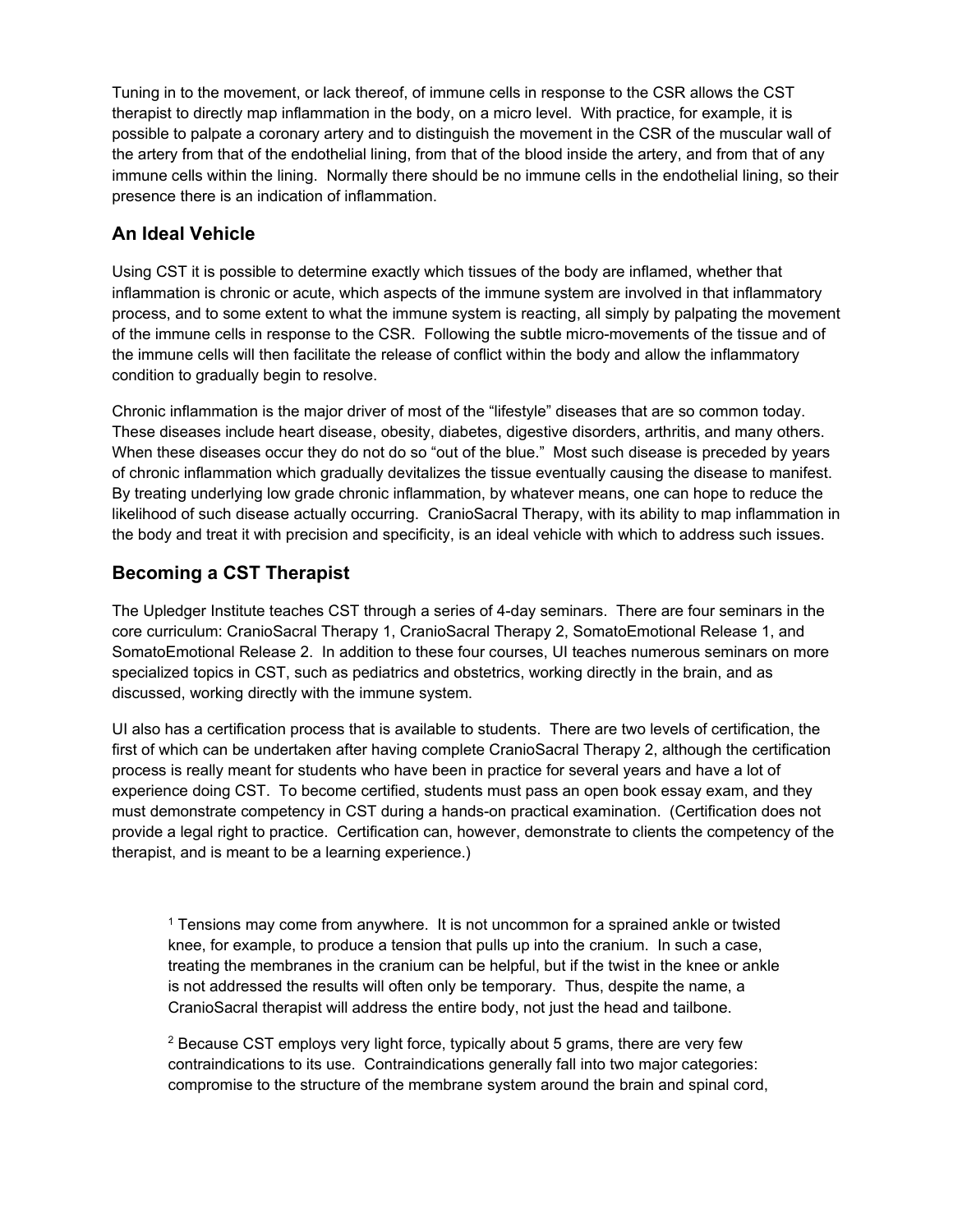Tuning in to the movement, or lack thereof, of immune cells in response to the CSR allows the CST therapist to directly map inflammation in the body, on a micro level. With practice, for example, it is possible to palpate a coronary artery and to distinguish the movement in the CSR of the muscular wall of the artery from that of the endothelial lining, from that of the blood inside the artery, and from that of any immune cells within the lining. Normally there should be no immune cells in the endothelial lining, so their presence there is an indication of inflammation.

## An Ideal Vehicle

Using CST it is possible to determine exactly which tissues of the body are inflamed, whether that inflammation is chronic or acute, which aspects of the immune system are involved in that inflammatory process, and to some extent to what the immune system is reacting, all simply by palpating the movement of the immune cells in response to the CSR. Following the subtle micro-movements of the tissue and of the immune cells will then facilitate the release of conflict within the body and allow the inflammatory condition to gradually begin to resolve.

Chronic inflammation is the major driver of most of the "lifestyle" diseases that are so common today. These diseases include heart disease, obesity, diabetes, digestive disorders, arthritis, and many others. When these diseases occur they do not do so "out of the blue." Most such disease is preceded by years of chronic inflammation which gradually devitalizes the tissue eventually causing the disease to manifest. By treating underlying low grade chronic inflammation, by whatever means, one can hope to reduce the likelihood of such disease actually occurring. CranioSacral Therapy, with its ability to map inflammation in the body and treat it with precision and specificity, is an ideal vehicle with which to address such issues.

## Becoming a CST Therapist

The Upledger Institute teaches CST through a series of 4-day seminars. There are four seminars in the core curriculum: CranioSacral Therapy 1, CranioSacral Therapy 2, SomatoEmotional Release 1, and SomatoEmotional Release 2. In addition to these four courses, UI teaches numerous seminars on more specialized topics in CST, such as pediatrics and obstetrics, working directly in the brain, and as discussed, working directly with the immune system.

UI also has a certification process that is available to students. There are two levels of certification, the first of which can be undertaken after having complete CranioSacral Therapy 2, although the certification process is really meant for students who have been in practice for several years and have a lot of experience doing CST. To become certified, students must pass an open book essay exam, and they must demonstrate competency in CST during a hands-on practical examination. (Certification does not provide a legal right to practice. Certification can, however, demonstrate to clients the competency of the therapist, and is meant to be a learning experience.)

[1] Tensions may come from anywhere. It is not uncommon for a sprained ankle or twisted knee, for example, to produce a tension that pulls up into the cranium. In such a case, treating the membranes in the cranium can be helpful, but if the twist in the knee or ankle is not addressed the results will often only be temporary. Thus, despite the name, a CranioSacral therapist will address the entire body, not just the head and tailbone.

[2] Because CST employs very light force, typically about 5 grams, there are very few contraindications to its use. Contraindications generally fall into two major categories: compromise to the structure of the membrane system around the brain and spinal cord,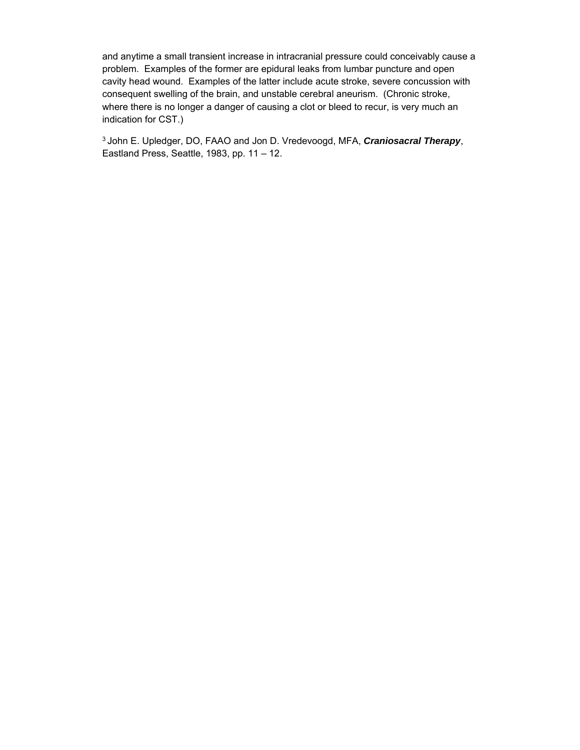and anytime a small transient increase in intracranial pressure could conceivably cause a problem.  Examples of the former are epidural leaks from lumbar puncture and open cavity head wound.  Examples of the latter include acute stroke, severe concussion with consequent swelling of the brain, and unstable cerebral aneurism.  (Chronic stroke, where there is no longer a danger of causing a clot or bleed to recur, is very much an indication for CST.)

[3] John E. Upledger, DO, FAAO and Jon D. Vredevoogd, MFA, ***Craniosacral Therapy***, Eastland Press, Seattle, 1983, pp. 11 – 12.